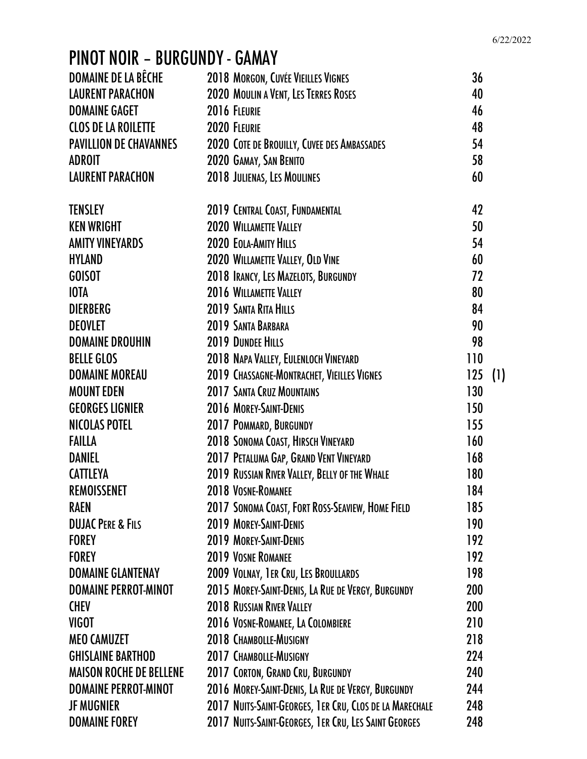6/22/2022

# PINOT NOIR – BURGUNDY - GAMAY

| | | | |
|---|---|---|---|
| DOMAINE DE LA BÊCHE | 2018 MORGON, CUVÉE VIEILLES VIGNES | 36 | |
| LAURENT PARACHON | 2020 MOULIN A VENT, LES TERRES ROSES | 40 | |
| DOMAINE GAGET | 2016 FLEURIE | 46 | |
| CLOS DE LA ROILETTE | 2020 FLEURIE | 48 | |
| PAVILLION DE CHAVANNES | 2020 COTE DE BROUILLY, CUVEE DES AMBASSADES | 54 | |
| ADROIT | 2020 GAMAY, SAN BENITO | 58 | |
| LAURENT PARACHON | 2018 JULIENAS, LES MOULINES | 60 | |
| | | | |
| TENSLEY | 2019 CENTRAL COAST, FUNDAMENTAL | 42 | |
| KEN WRIGHT | 2020 WILLAMETTE VALLEY | 50 | |
| AMITY VINEYARDS | 2020 EOLA-AMITY HILLS | 54 | |
| HYLAND | 2020 WILLAMETTE VALLEY, OLD VINE | 60 | |
| GOISOT | 2018 IRANCY, LES MAZELOTS, BURGUNDY | 72 | |
| IOTA | 2016 WILLAMETTE VALLEY | 80 | |
| DIERBERG | 2019 SANTA RITA HILLS | 84 | |
| DEOVLET | 2019 SANTA BARBARA | 90 | |
| DOMAINE DROUHIN | 2019 DUNDEE HILLS | 98 | |
| BELLE GLOS | 2018 NAPA VALLEY, EULENLOCH VINEYARD | 110 | |
| DOMAINE MOREAU | 2019 CHASSAGNE-MONTRACHET, VIEILLES VIGNES | 125 | (1) |
| MOUNT EDEN | 2017 SANTA CRUZ MOUNTAINS | 130 | |
| GEORGES LIGNIER | 2016 MOREY-SAINT-DENIS | 150 | |
| NICOLAS POTEL | 2017 POMMARD, BURGUNDY | 155 | |
| FAILLA | 2018 SONOMA COAST, HIRSCH VINEYARD | 160 | |
| DANIEL | 2017 PETALUMA GAP, GRAND VENT VINEYARD | 168 | |
| CATTLEYA | 2019 RUSSIAN RIVER VALLEY, BELLY OF THE WHALE | 180 | |
| REMOISSENET | 2018 VOSNE-ROMANEE | 184 | |
| RAEN | 2017 SONOMA COAST, FORT ROSS-SEAVIEW, HOME FIELD | 185 | |
| DUJAC PERE & FILS | 2019 MOREY-SAINT-DENIS | 190 | |
| FOREY | 2019 MOREY-SAINT-DENIS | 192 | |
| FOREY | 2019 VOSNE ROMANEE | 192 | |
| DOMAINE GLANTENAY | 2009 VOLNAY, 1ER CRU, LES BROULLARDS | 198 | |
| DOMAINE PERROT-MINOT | 2015 MOREY-SAINT-DENIS, LA RUE DE VERGY, BURGUNDY | 200 | |
| CHEV | 2018 RUSSIAN RIVER VALLEY | 200 | |
| VIGOT | 2016 VOSNE-ROMANEE, LA COLOMBIERE | 210 | |
| MEO CAMUZET | 2018 CHAMBOLLE-MUSIGNY | 218 | |
| GHISLAINE BARTHOD | 2017 CHAMBOLLE-MUSIGNY | 224 | |
| MAISON ROCHE DE BELLENE | 2017 CORTON, GRAND CRU, BURGUNDY | 240 | |
| DOMAINE PERROT-MINOT | 2016 MOREY-SAINT-DENIS, LA RUE DE VERGY, BURGUNDY | 244 | |
| JF MUGNIER | 2017 NUITS-SAINT-GEORGES, 1ER CRU, CLOS DE LA MARECHALE | 248 | |
| DOMAINE FOREY | 2017 NUITS-SAINT-GEORGES, 1ER CRU, LES SAINT GEORGES | 248 | |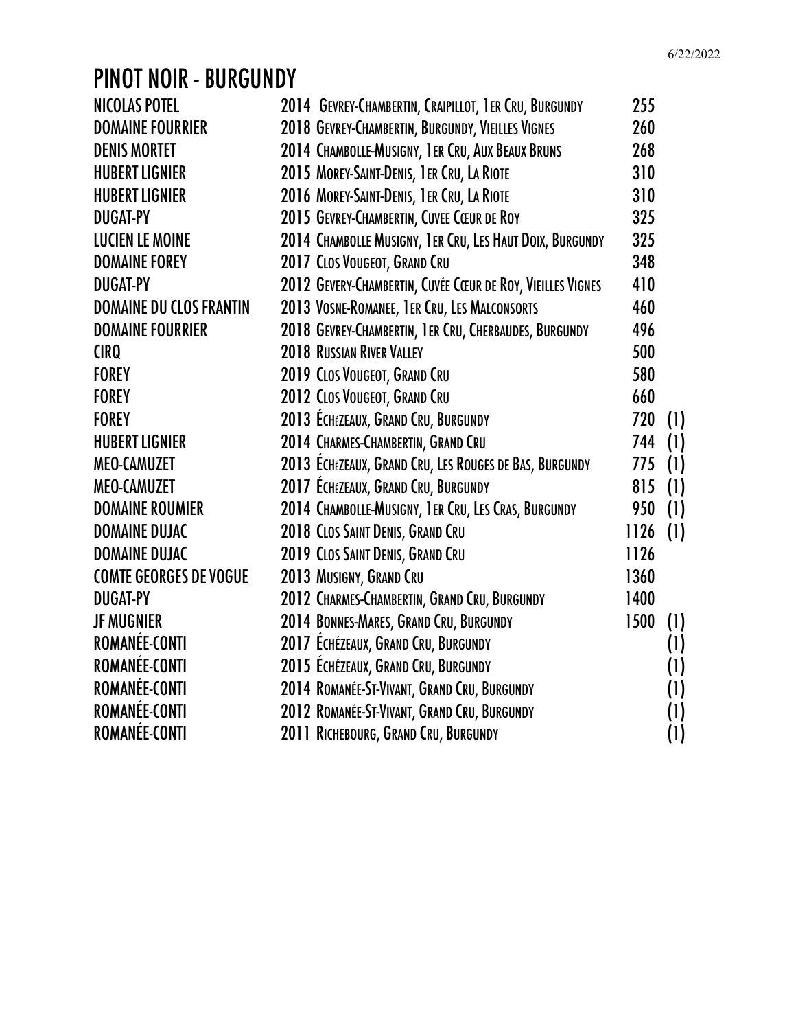# PINOT NOIR - BURGUNDY

| | | | |
|---|---|---|---|
| NICOLAS POTEL | 2014 GEVREY-CHAMBERTIN, CRAIPILLOT, 1ER CRU, BURGUNDY | 255 | |
| DOMAINE FOURRIER | 2018 GEVREY-CHAMBERTIN, BURGUNDY, VIEILLES VIGNES | 260 | |
| DENIS MORTET | 2014 CHAMBOLLE-MUSIGNY, 1ER CRU, AUX BEAUX BRUNS | 268 | |
| HUBERT LIGNIER | 2015 MOREY-SAINT-DENIS, 1ER CRU, LA RIOTE | 310 | |
| HUBERT LIGNIER | 2016 MOREY-SAINT-DENIS, 1ER CRU, LA RIOTE | 310 | |
| DUGAT-PY | 2015 GEVREY-CHAMBERTIN, CUVEE CŒUR DE ROY | 325 | |
| LUCIEN LE MOINE | 2014 CHAMBOLLE MUSIGNY, 1ER CRU, LES HAUT DOIX, BURGUNDY | 325 | |
| DOMAINE FOREY | 2017 CLOS VOUGEOT, GRAND CRU | 348 | |
| DUGAT-PY | 2012 GEVERY-CHAMBERTIN, CUVÉE CŒUR DE ROY, VIEILLES VIGNES | 410 | |
| DOMAINE DU CLOS FRANTIN | 2013 VOSNE-ROMANEE, 1ER CRU, LES MALCONSORTS | 460 | |
| DOMAINE FOURRIER | 2018 GEVREY-CHAMBERTIN, 1ER CRU, CHERBAUDES, BURGUNDY | 496 | |
| CIRQ | 2018 RUSSIAN RIVER VALLEY | 500 | |
| FOREY | 2019 CLOS VOUGEOT, GRAND CRU | 580 | |
| FOREY | 2012 CLOS VOUGEOT, GRAND CRU | 660 | |
| FOREY | 2013 ÉCHÉZEAUX, GRAND CRU, BURGUNDY | 720 | (1) |
| HUBERT LIGNIER | 2014 CHARMES-CHAMBERTIN, GRAND CRU | 744 | (1) |
| MEO-CAMUZET | 2013 ÉCHÉZEAUX, GRAND CRU, LES ROUGES DE BAS, BURGUNDY | 775 | (1) |
| MEO-CAMUZET | 2017 ÉCHÉZEAUX, GRAND CRU, BURGUNDY | 815 | (1) |
| DOMAINE ROUMIER | 2014 CHAMBOLLE-MUSIGNY, 1ER CRU, LES CRAS, BURGUNDY | 950 | (1) |
| DOMAINE DUJAC | 2018 CLOS SAINT DENIS, GRAND CRU | 1126 | (1) |
| DOMAINE DUJAC | 2019 CLOS SAINT DENIS, GRAND CRU | 1126 | |
| COMTE GEORGES DE VOGUE | 2013 MUSIGNY, GRAND CRU | 1360 | |
| DUGAT-PY | 2012 CHARMES-CHAMBERTIN, GRAND CRU, BURGUNDY | 1400 | |
| JF MUGNIER | 2014 BONNES-MARES, GRAND CRU, BURGUNDY | 1500 | (1) |
| ROMANÉE-CONTI | 2017 ÉCHÉZEAUX, GRAND CRU, BURGUNDY | | (1) |
| ROMANÉE-CONTI | 2015 ÉCHÉZEAUX, GRAND CRU, BURGUNDY | | (1) |
| ROMANÉE-CONTI | 2014 ROMANÉE-ST-VIVANT, GRAND CRU, BURGUNDY | | (1) |
| ROMANÉE-CONTI | 2012 ROMANÉE-ST-VIVANT, GRAND CRU, BURGUNDY | | (1) |
| ROMANÉE-CONTI | 2011 RICHEBOURG, GRAND CRU, BURGUNDY | | (1) |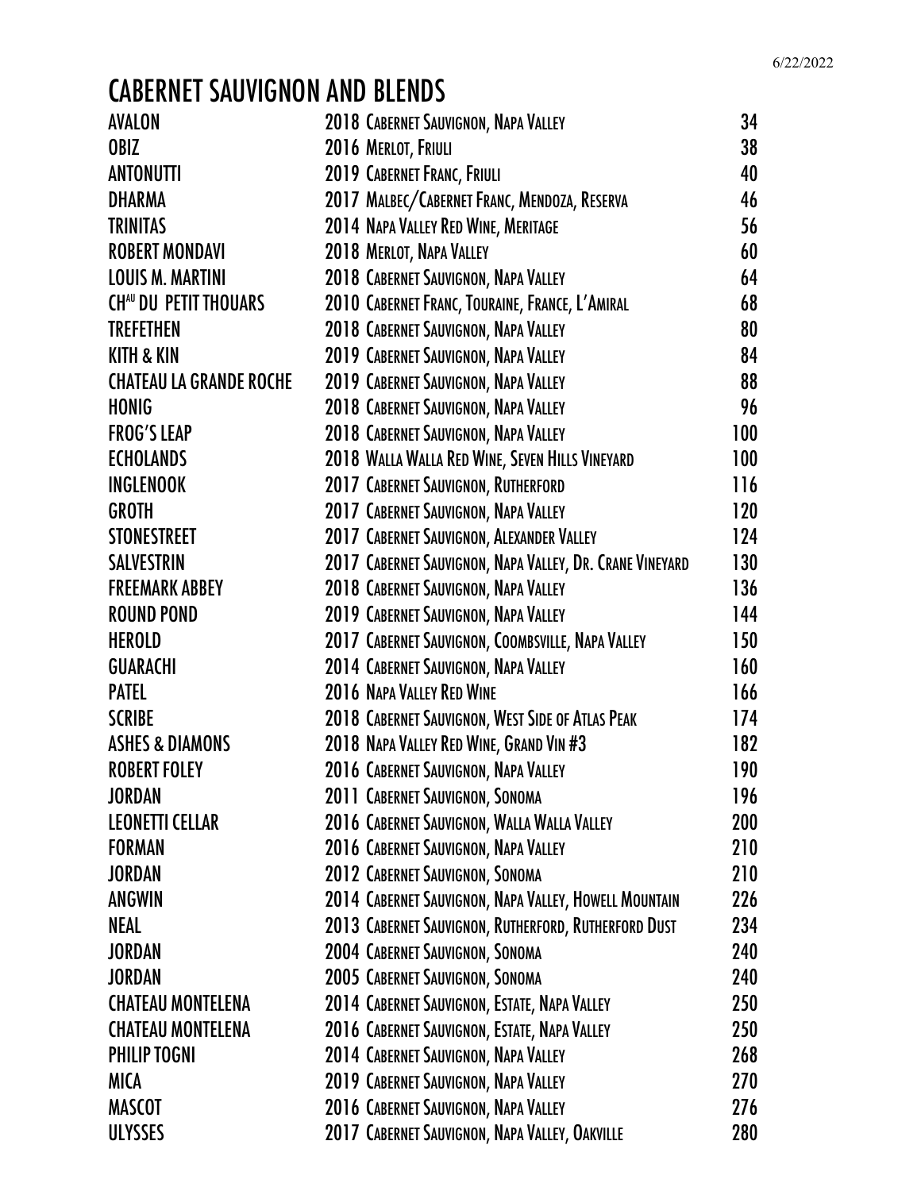6/22/2022

# CABERNET SAUVIGNON AND BLENDS

| | | |
|---|---|---|
| AVALON | 2018 Cabernet Sauvignon, Napa Valley | 34 |
| OBIZ | 2016 Merlot, Friuli | 38 |
| ANTONUTTI | 2019 Cabernet Franc, Friuli | 40 |
| DHARMA | 2017 Malbec/Cabernet Franc, Mendoza, Reserva | 46 |
| TRINITAS | 2014 Napa Valley Red Wine, Meritage | 56 |
| ROBERT MONDAVI | 2018 Merlot, Napa Valley | 60 |
| LOUIS M. MARTINI | 2018 Cabernet Sauvignon, Napa Valley | 64 |
| CH[AU] DU PETIT THOUARS | 2010 Cabernet Franc, Touraine, France, L'Amiral | 68 |
| TREFETHEN | 2018 Cabernet Sauvignon, Napa Valley | 80 |
| KITH & KIN | 2019 Cabernet Sauvignon, Napa Valley | 84 |
| CHATEAU LA GRANDE ROCHE | 2019 Cabernet Sauvignon, Napa Valley | 88 |
| HONIG | 2018 Cabernet Sauvignon, Napa Valley | 96 |
| FROG'S LEAP | 2018 Cabernet Sauvignon, Napa Valley | 100 |
| ECHOLANDS | 2018 Walla Walla Red Wine, Seven Hills Vineyard | 100 |
| INGLENOOK | 2017 Cabernet Sauvignon, Rutherford | 116 |
| GROTH | 2017 Cabernet Sauvignon, Napa Valley | 120 |
| STONESTREET | 2017 Cabernet Sauvignon, Alexander Valley | 124 |
| SALVESTRIN | 2017 Cabernet Sauvignon, Napa Valley, Dr. Crane Vineyard | 130 |
| FREEMARK ABBEY | 2018 Cabernet Sauvignon, Napa Valley | 136 |
| ROUND POND | 2019 Cabernet Sauvignon, Napa Valley | 144 |
| HEROLD | 2017 Cabernet Sauvignon, Coombsville, Napa Valley | 150 |
| GUARACHI | 2014 Cabernet Sauvignon, Napa Valley | 160 |
| PATEL | 2016 Napa Valley Red Wine | 166 |
| SCRIBE | 2018 Cabernet Sauvignon, West Side of Atlas Peak | 174 |
| ASHES & DIAMONS | 2018 Napa Valley Red Wine, Grand Vin #3 | 182 |
| ROBERT FOLEY | 2016 Cabernet Sauvignon, Napa Valley | 190 |
| JORDAN | 2011 Cabernet Sauvignon, Sonoma | 196 |
| LEONETTI CELLAR | 2016 Cabernet Sauvignon, Walla Walla Valley | 200 |
| FORMAN | 2016 Cabernet Sauvignon, Napa Valley | 210 |
| JORDAN | 2012 Cabernet Sauvignon, Sonoma | 210 |
| ANGWIN | 2014 Cabernet Sauvignon, Napa Valley, Howell Mountain | 226 |
| NEAL | 2013 Cabernet Sauvignon, Rutherford, Rutherford Dust | 234 |
| JORDAN | 2004 Cabernet Sauvignon, Sonoma | 240 |
| JORDAN | 2005 Cabernet Sauvignon, Sonoma | 240 |
| CHATEAU MONTELENA | 2014 Cabernet Sauvignon, Estate, Napa Valley | 250 |
| CHATEAU MONTELENA | 2016 Cabernet Sauvignon, Estate, Napa Valley | 250 |
| PHILIP TOGNI | 2014 Cabernet Sauvignon, Napa Valley | 268 |
| MICA | 2019 Cabernet Sauvignon, Napa Valley | 270 |
| MASCOT | 2016 Cabernet Sauvignon, Napa Valley | 276 |
| ULYSSES | 2017 Cabernet Sauvignon, Napa Valley, Oakville | 280 |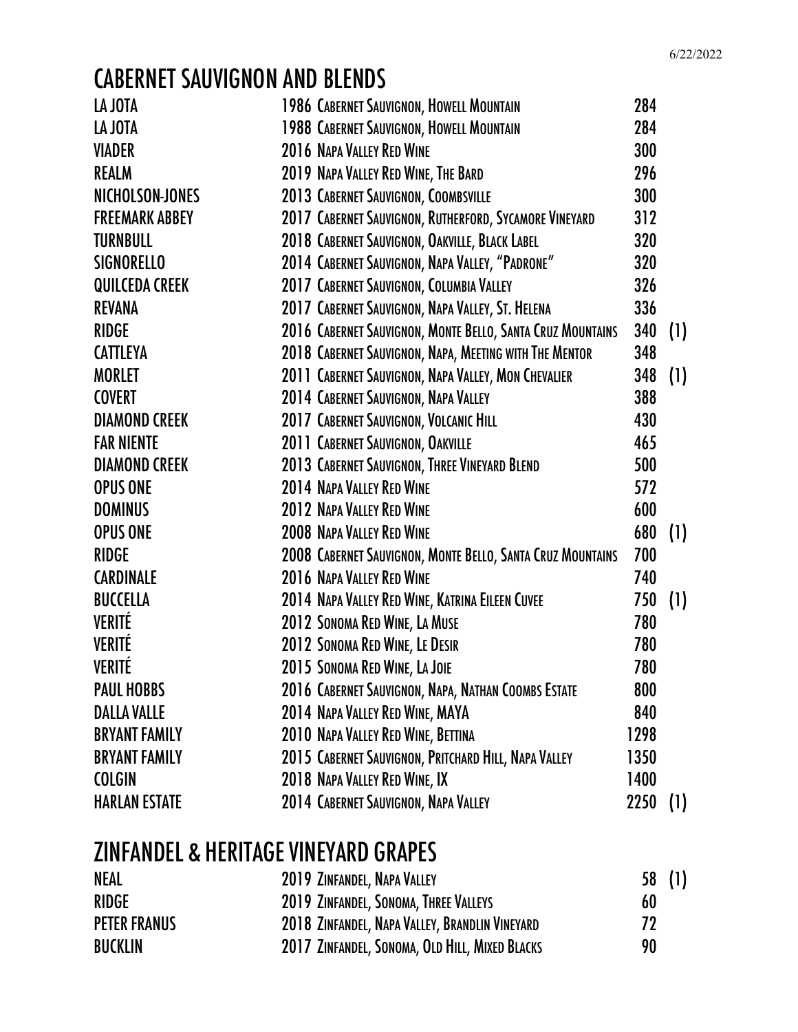# CABERNET SAUVIGNON AND BLENDS

| | | | | |
|---|---|---|---|---|
| LA JOTA | 1986 | CABERNET SAUVIGNON, HOWELL MOUNTAIN | 284 | |
| LA JOTA | 1988 | CABERNET SAUVIGNON, HOWELL MOUNTAIN | 284 | |
| VIADER | 2016 | NAPA VALLEY RED WINE | 300 | |
| REALM | 2019 | NAPA VALLEY RED WINE, THE BARD | 296 | |
| NICHOLSON-JONES | 2013 | CABERNET SAUVIGNON, COOMBSVILLE | 300 | |
| FREEMARK ABBEY | 2017 | CABERNET SAUVIGNON, RUTHERFORD, SYCAMORE VINEYARD | 312 | |
| TURNBULL | 2018 | CABERNET SAUVIGNON, OAKVILLE, BLACK LABEL | 320 | |
| SIGNORELLO | 2014 | CABERNET SAUVIGNON, NAPA VALLEY, "PADRONE" | 320 | |
| QUILCEDA CREEK | 2017 | CABERNET SAUVIGNON, COLUMBIA VALLEY | 326 | |
| REVANA | 2017 | CABERNET SAUVIGNON, NAPA VALLEY, ST. HELENA | 336 | |
| RIDGE | 2016 | CABERNET SAUVIGNON, MONTE BELLO, SANTA CRUZ MOUNTAINS | 340 | (1) |
| CATTLEYA | 2018 | CABERNET SAUVIGNON, NAPA, MEETING WITH THE MENTOR | 348 | |
| MORLET | 2011 | CABERNET SAUVIGNON, NAPA VALLEY, MON CHEVALIER | 348 | (1) |
| COVERT | 2014 | CABERNET SAUVIGNON, NAPA VALLEY | 388 | |
| DIAMOND CREEK | 2017 | CABERNET SAUVIGNON, VOLCANIC HILL | 430 | |
| FAR NIENTE | 2011 | CABERNET SAUVIGNON, OAKVILLE | 465 | |
| DIAMOND CREEK | 2013 | CABERNET SAUVIGNON, THREE VINEYARD BLEND | 500 | |
| OPUS ONE | 2014 | NAPA VALLEY RED WINE | 572 | |
| DOMINUS | 2012 | NAPA VALLEY RED WINE | 600 | |
| OPUS ONE | 2008 | NAPA VALLEY RED WINE | 680 | (1) |
| RIDGE | 2008 | CABERNET SAUVIGNON, MONTE BELLO, SANTA CRUZ MOUNTAINS | 700 | |
| CARDINALE | 2016 | NAPA VALLEY RED WINE | 740 | |
| BUCCELLA | 2014 | NAPA VALLEY RED WINE, KATRINA EILEEN CUVEE | 750 | (1) |
| VERITÉ | 2012 | SONOMA RED WINE, LA MUSE | 780 | |
| VERITÉ | 2012 | SONOMA RED WINE, LE DESIR | 780 | |
| VERITÉ | 2015 | SONOMA RED WINE, LA JOIE | 780 | |
| PAUL HOBBS | 2016 | CABERNET SAUVIGNON, NAPA, NATHAN COOMBS ESTATE | 800 | |
| DALLA VALLE | 2014 | NAPA VALLEY RED WINE, MAYA | 840 | |
| BRYANT FAMILY | 2010 | NAPA VALLEY RED WINE, BETTINA | 1298 | |
| BRYANT FAMILY | 2015 | CABERNET SAUVIGNON, PRITCHARD HILL, NAPA VALLEY | 1350 | |
| COLGIN | 2018 | NAPA VALLEY RED WINE, IX | 1400 | |
| HARLAN ESTATE | 2014 | CABERNET SAUVIGNON, NAPA VALLEY | 2250 | (1) |

# ZINFANDEL & HERITAGE VINEYARD GRAPES

| | | | | |
|---|---|---|---|---|
| NEAL | 2019 | ZINFANDEL, NAPA VALLEY | 58 | (1) |
| RIDGE | 2019 | ZINFANDEL, SONOMA, THREE VALLEYS | 60 | |
| PETER FRANUS | 2018 | ZINFANDEL, NAPA VALLEY, BRANDLIN VINEYARD | 72 | |
| BUCKLIN | 2017 | ZINFANDEL, SONOMA, OLD HILL, MIXED BLACKS | 90 | |